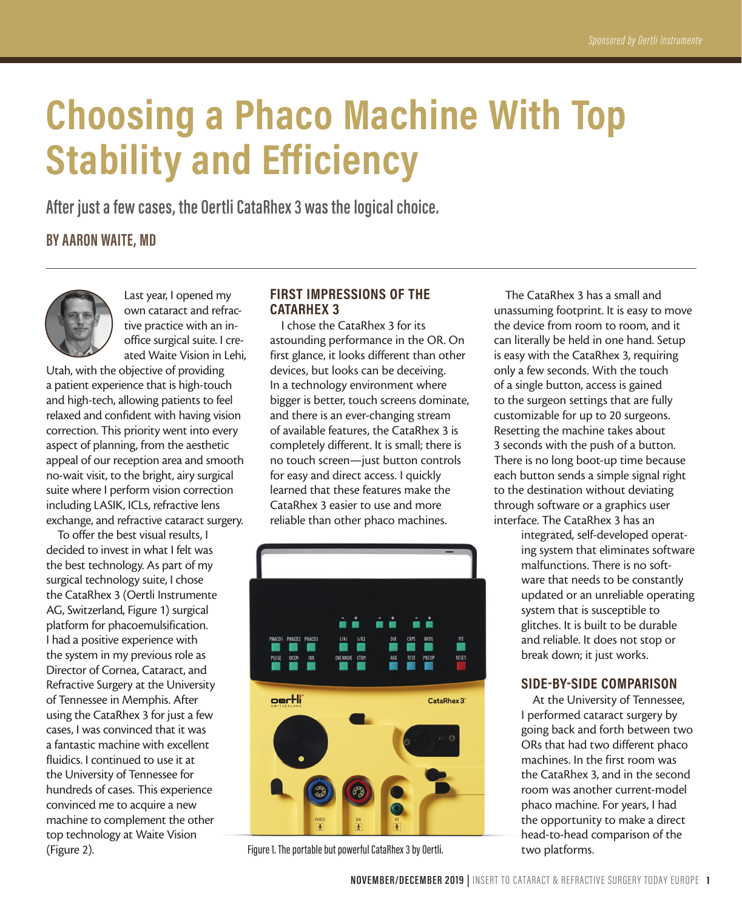# Choosing a Phaco Machine With Top Stability and Efficiency

## After just a few cases, the Oertli CataRhex 3 was the logical choice.

### BY AARON WAITE, MD

Last year, I opened my own cataract and refractive practice with an in-office surgical suite. I created Waite Vision in Lehi, Utah, with the objective of providing a patient experience that is high-touch and high-tech, allowing patients to feel relaxed and confident with having vision correction. This priority went into every aspect of planning, from the aesthetic appeal of our reception area and smooth no-wait visit, to the bright, airy surgical suite where I perform vision correction including LASIK, ICLs, refractive lens exchange, and refractive cataract surgery.

To offer the best visual results, I decided to invest in what I felt was the best technology. As part of my surgical technology suite, I chose the CataRhex 3 (Oertli Instrumente AG, Switzerland, Figure 1) surgical platform for phacoemulsification. I had a positive experience with the system in my previous role as Director of Cornea, Cataract, and Refractive Surgery at the University of Tennessee in Memphis. After using the CataRhex 3 for just a few cases, I was convinced that it was a fantastic machine with excellent fluidics. I continued to use it at the University of Tennessee for hundreds of cases. This experience convinced me to acquire a new machine to complement the other top technology at Waite Vision (Figure 2).

## FIRST IMPRESSIONS OF THE CATARHEX 3

I chose the CataRhex 3 for its astounding performance in the OR. On first glance, it looks different than other devices, but looks can be deceiving. In a technology environment where bigger is better, touch screens dominate, and there is an ever-changing stream of available features, the CataRhex 3 is completely different. It is small; there is no touch screen—just button controls for easy and direct access. I quickly learned that these features make the CataRhex 3 easier to use and more reliable than other phaco machines.

Figure 1. The portable but powerful CataRhex 3 by Oertli.

The CataRhex 3 has a small and unassuming footprint. It is easy to move the device from room to room, and it can literally be held in one hand. Setup is easy with the CataRhex 3, requiring only a few seconds. With the touch of a single button, access is gained to the surgeon settings that are fully customizable for up to 20 surgeons. Resetting the machine takes about 3 seconds with the push of a button. There is no long boot-up time because each button sends a simple signal right to the destination without deviating through software or a graphics user interface. The CataRhex 3 has an integrated, self-developed operating system that eliminates software malfunctions. There is no software that needs to be constantly updated or an unreliable operating system that is susceptible to glitches. It is built to be durable and reliable. It does not stop or break down; it just works.

## SIDE-BY-SIDE COMPARISON

At the University of Tennessee, I performed cataract surgery by going back and forth between two ORs that had two different phaco machines. In the first room was the CataRhex 3, and in the second room was another current-model phaco machine. For years, I had the opportunity to make a direct head-to-head comparison of the two platforms.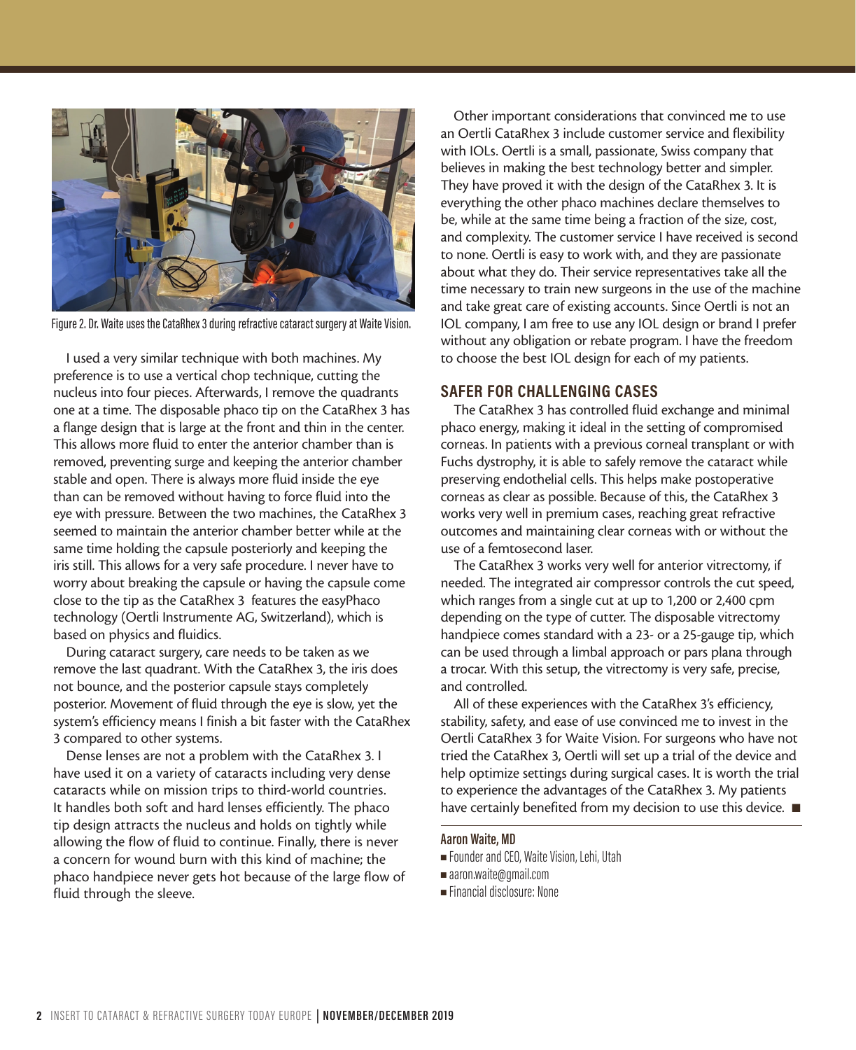Figure 2. Dr. Waite uses the CataRhex 3 during refractive cataract surgery at Waite Vision.

I used a very similar technique with both machines. My preference is to use a vertical chop technique, cutting the nucleus into four pieces. Afterwards, I remove the quadrants one at a time. The disposable phaco tip on the CataRhex 3 has a flange design that is large at the front and thin in the center. This allows more fluid to enter the anterior chamber than is removed, preventing surge and keeping the anterior chamber stable and open. There is always more fluid inside the eye than can be removed without having to force fluid into the eye with pressure. Between the two machines, the CataRhex 3 seemed to maintain the anterior chamber better while at the same time holding the capsule posteriorly and keeping the iris still. This allows for a very safe procedure. I never have to worry about breaking the capsule or having the capsule come close to the tip as the CataRhex 3 features the easyPhaco technology (Oertli Instrumente AG, Switzerland), which is based on physics and fluidics.

During cataract surgery, care needs to be taken as we remove the last quadrant. With the CataRhex 3, the iris does not bounce, and the posterior capsule stays completely posterior. Movement of fluid through the eye is slow, yet the system's efficiency means I finish a bit faster with the CataRhex 3 compared to other systems.

Dense lenses are not a problem with the CataRhex 3. I have used it on a variety of cataracts including very dense cataracts while on mission trips to third-world countries. It handles both soft and hard lenses efficiently. The phaco tip design attracts the nucleus and holds on tightly while allowing the flow of fluid to continue. Finally, there is never a concern for wound burn with this kind of machine; the phaco handpiece never gets hot because of the large flow of fluid through the sleeve.

Other important considerations that convinced me to use an Oertli CataRhex 3 include customer service and flexibility with IOLs. Oertli is a small, passionate, Swiss company that believes in making the best technology better and simpler. They have proved it with the design of the CataRhex 3. It is everything the other phaco machines declare themselves to be, while at the same time being a fraction of the size, cost, and complexity. The customer service I have received is second to none. Oertli is easy to work with, and they are passionate about what they do. Their service representatives take all the time necessary to train new surgeons in the use of the machine and take great care of existing accounts. Since Oertli is not an IOL company, I am free to use any IOL design or brand I prefer without any obligation or rebate program. I have the freedom to choose the best IOL design for each of my patients.

## SAFER FOR CHALLENGING CASES

The CataRhex 3 has controlled fluid exchange and minimal phaco energy, making it ideal in the setting of compromised corneas. In patients with a previous corneal transplant or with Fuchs dystrophy, it is able to safely remove the cataract while preserving endothelial cells. This helps make postoperative corneas as clear as possible. Because of this, the CataRhex 3 works very well in premium cases, reaching great refractive outcomes and maintaining clear corneas with or without the use of a femtosecond laser.

The CataRhex 3 works very well for anterior vitrectomy, if needed. The integrated air compressor controls the cut speed, which ranges from a single cut at up to 1,200 or 2,400 cpm depending on the type of cutter. The disposable vitrectomy handpiece comes standard with a 23- or a 25-gauge tip, which can be used through a limbal approach or pars plana through a trocar. With this setup, the vitrectomy is very safe, precise, and controlled.

All of these experiences with the CataRhex 3's efficiency, stability, safety, and ease of use convinced me to invest in the Oertli CataRhex 3 for Waite Vision. For surgeons who have not tried the CataRhex 3, Oertli will set up a trial of the device and help optimize settings during surgical cases. It is worth the trial to experience the advantages of the CataRhex 3. My patients have certainly benefited from my decision to use this device. ■

**Aaron Waite, MD**

- Founder and CEO, Waite Vision, Lehi, Utah
- aaron.waite@gmail.com
- Financial disclosure: None